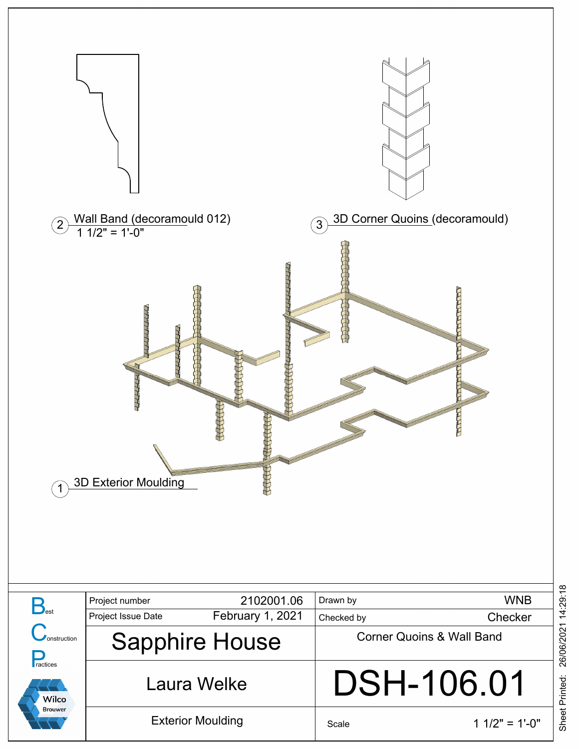2 Wall Band (decoramould 012)
1 1/2" = 1'-0"

3 3D Corner Quoins (decoramould)

1 3D Exterior Moulding

**Best Construction Practices**

Wilco Brouwer

| Project number | 2102001.06 | Drawn by | WNB |
|---|---|---|---|
| Project Issue Date | February 1, 2021 | Checked by | Checker |

# Sapphire House

Corner Quoins & Wall Band

Laura Welke

# DSH-106.01

Exterior Moulding

Scale 1 1/2" = 1'-0"

Sheet Printed: 26/06/2021 14:29:18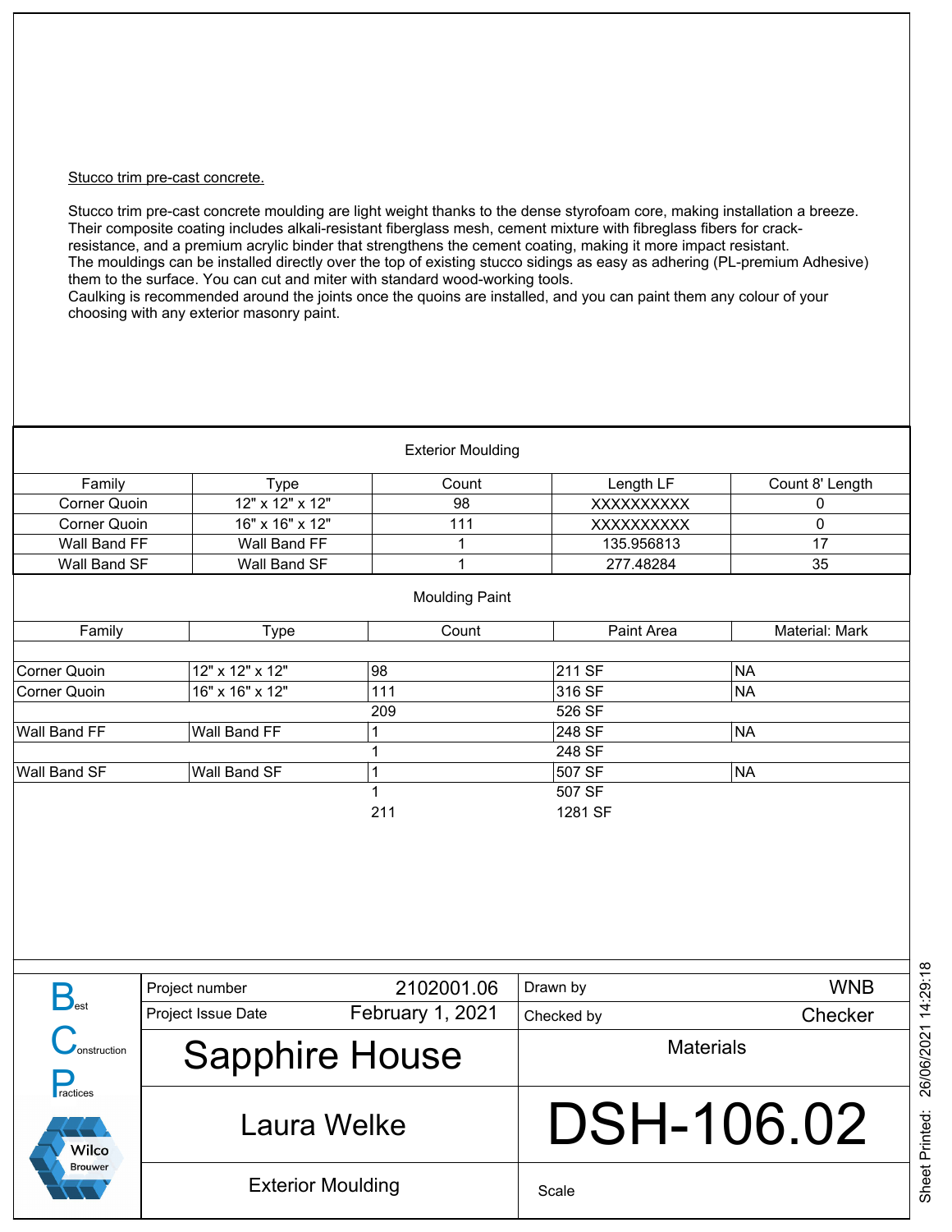Stucco trim pre-cast concrete.

Stucco trim pre-cast concrete moulding are light weight thanks to the dense styrofoam core, making installation a breeze. Their composite coating includes alkali-resistant fiberglass mesh, cement mixture with fibreglass fibers for crack-resistance, and a premium acrylic binder that strengthens the cement coating, making it more impact resistant.
The mouldings can be installed directly over the top of existing stucco sidings as easy as adhering (PL-premium Adhesive) them to the surface. You can cut and miter with standard wood-working tools.
Caulking is recommended around the joints once the quoins are installed, and you can paint them any colour of your choosing with any exterior masonry paint.

**Exterior Moulding**

| Family | Type | Count | Length LF | Count 8' Length |
|---|---|---|---|---|
| Corner Quoin | 12" x 12" x 12" | 98 | XXXXXXXXXX | 0 |
| Corner Quoin | 16" x 16" x 12" | 111 | XXXXXXXXXX | 0 |
| Wall Band FF | Wall Band FF | 1 | 135.956813 | 17 |
| Wall Band SF | Wall Band SF | 1 | 277.48284 | 35 |

**Moulding Paint**

| Family | Type | Count | Paint Area | Material: Mark |
|---|---|---|---|---|
| Corner Quoin | 12" x 12" x 12" | 98 | 211 SF | NA |
| Corner Quoin | 16" x 16" x 12" | 111 | 316 SF | NA |
| | | 209 | 526 SF | |
| Wall Band FF | Wall Band FF | 1 | 248 SF | NA |
| | | 1 | 248 SF | |
| Wall Band SF | Wall Band SF | 1 | 507 SF | NA |
| | | 1 | 507 SF | |
| | | 211 | 1281 SF | |

| | | | |
|---|---|---|---|
| Project number | 2102001.06 | Drawn by | WNB |
| Project Issue Date | February 1, 2021 | Checked by | Checker |

Best Construction Practices

Wilco Brouwer

**Sapphire House**

Materials

Laura Welke

**DSH-106.02**

Exterior Moulding

Scale

Sheet Printed: 26/06/2021 14:29:18